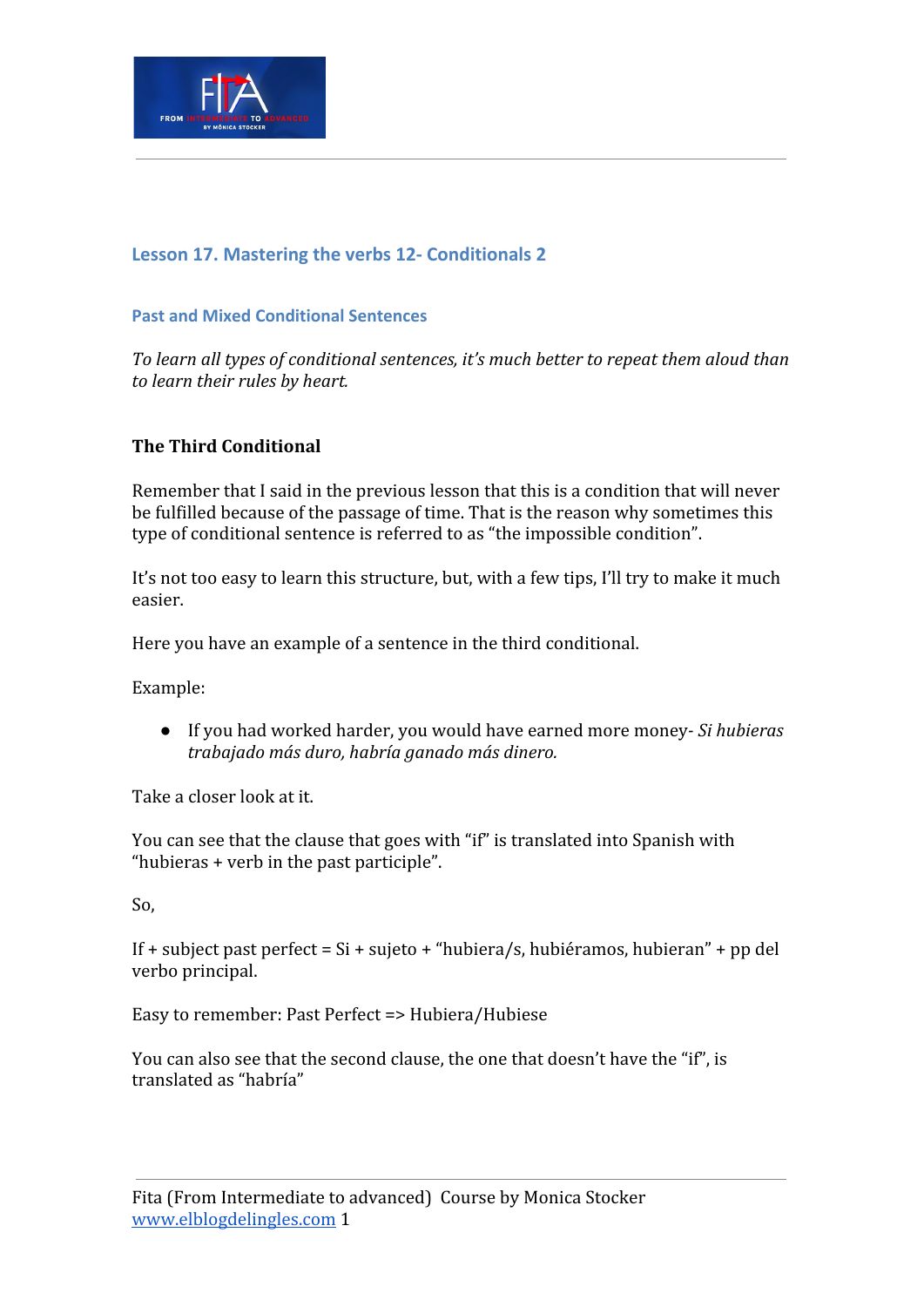## Lesson 17. Mastering the verbs 12- Conditionals 2

### Past and Mixed Conditional Sentences

*To learn all types of conditional sentences, it's much better to repeat them aloud than to learn their rules by heart.*

**The Third Conditional**

Remember that I said in the previous lesson that this is a condition that will never be fulfilled because of the passage of time. That is the reason why sometimes this type of conditional sentence is referred to as "the impossible condition".

It's not too easy to learn this structure, but, with a few tips, I'll try to make it much easier.

Here you have an example of a sentence in the third conditional.

Example:

- If you had worked harder, you would have earned more money- *Si hubieras trabajado más duro, habría ganado más dinero.*

Take a closer look at it.

You can see that the clause that goes with "if" is translated into Spanish with "hubieras + verb in the past participle".

So,

If + subject past perfect = Si + sujeto + "hubiera/s, hubiéramos, hubieran" + pp del verbo principal.

Easy to remember: Past Perfect => Hubiera/Hubiese

You can also see that the second clause, the one that doesn't have the "if", is translated as "habría"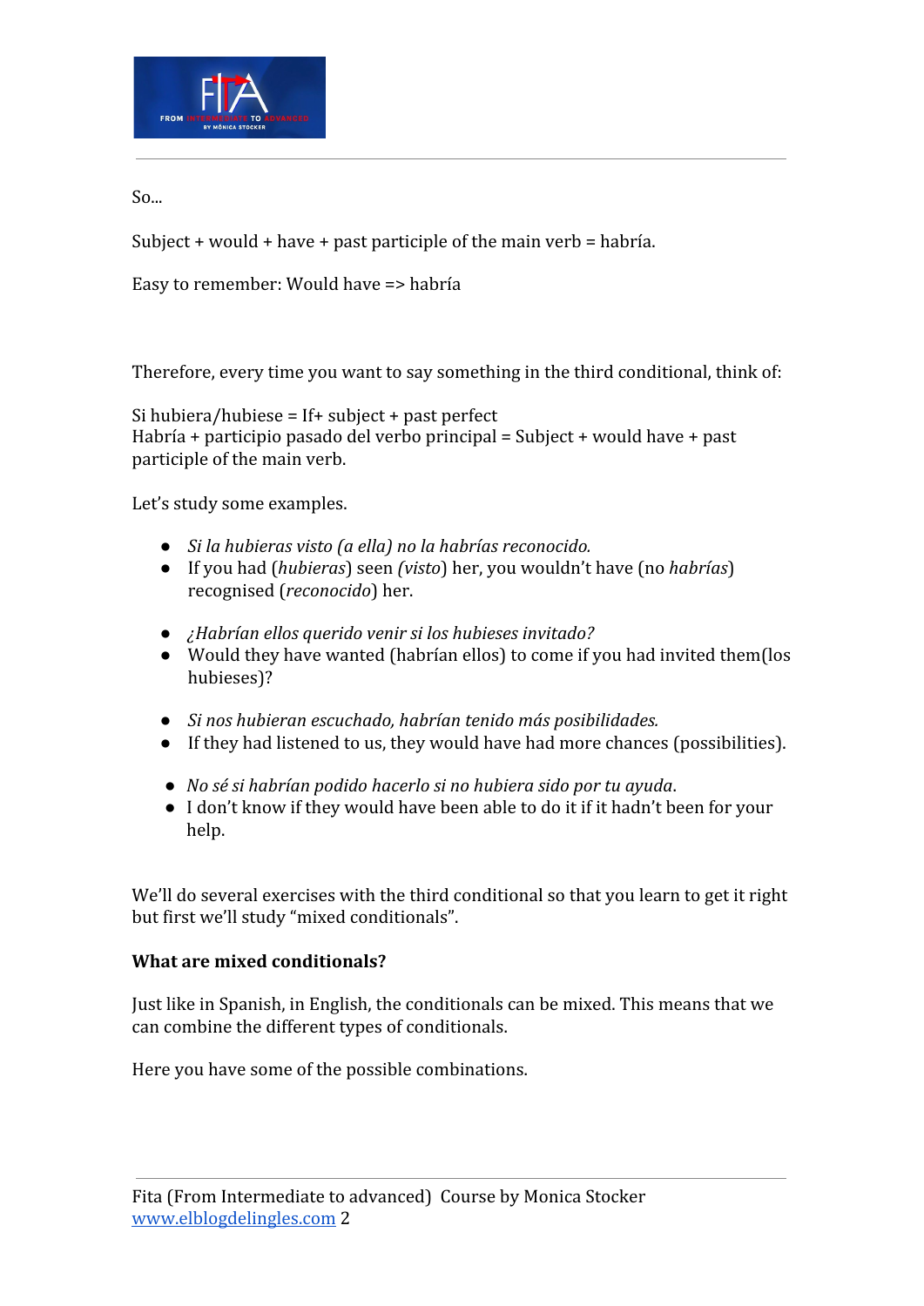So...

Subject + would + have + past participle of the main verb = habría.

Easy to remember: Would have => habría

Therefore, every time you want to say something in the third conditional, think of:

Si hubiera/hubiese = If+ subject + past perfect
Habría + participio pasado del verbo principal = Subject + would have + past participle of the main verb.

Let's study some examples.

- *Si la hubieras visto (a ella) no la habrías reconocido.*
- If you had (*hubieras*) seen *(visto*) her, you wouldn't have (no *habrías*) recognised (*reconocido*) her.

- *¿Habrían ellos querido venir si los hubieses invitado?*
- Would they have wanted (habrían ellos) to come if you had invited them(los hubieses)?

- *Si nos hubieran escuchado, habrían tenido más posibilidades.*
- If they had listened to us, they would have had more chances (possibilities).

- *No sé si habrían podido hacerlo si no hubiera sido por tu ayuda*.
- I don't know if they would have been able to do it if it hadn't been for your help.

We'll do several exercises with the third conditional so that you learn to get it right but first we'll study "mixed conditionals".

**What are mixed conditionals?**

Just like in Spanish, in English, the conditionals can be mixed. This means that we can combine the different types of conditionals.

Here you have some of the possible combinations.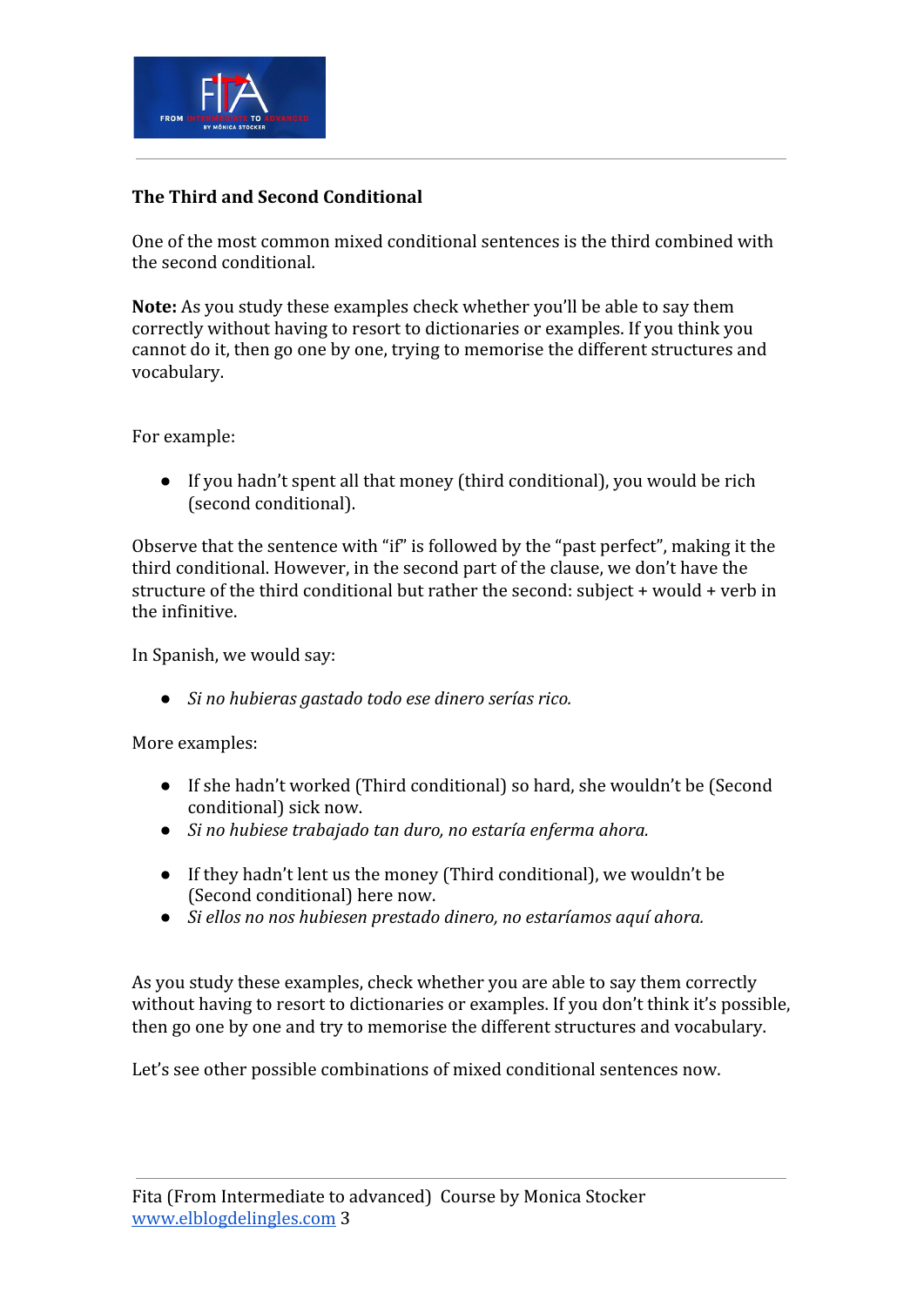## The Third and Second Conditional

One of the most common mixed conditional sentences is the third combined with the second conditional.

**Note:** As you study these examples check whether you'll be able to say them correctly without having to resort to dictionaries or examples. If you think you cannot do it, then go one by one, trying to memorise the different structures and vocabulary.

For example:

- If you hadn't spent all that money (third conditional), you would be rich (second conditional).

Observe that the sentence with "if" is followed by the "past perfect", making it the third conditional. However, in the second part of the clause, we don't have the structure of the third conditional but rather the second: subject + would + verb in the infinitive.

In Spanish, we would say:

- *Si no hubieras gastado todo ese dinero serías rico.*

More examples:

- If she hadn't worked (Third conditional) so hard, she wouldn't be (Second conditional) sick now.
- *Si no hubiese trabajado tan duro, no estaría enferma ahora.*

- If they hadn't lent us the money (Third conditional), we wouldn't be (Second conditional) here now.
- *Si ellos no nos hubiesen prestado dinero, no estaríamos aquí ahora.*

As you study these examples, check whether you are able to say them correctly without having to resort to dictionaries or examples. If you don't think it's possible, then go one by one and try to memorise the different structures and vocabulary.

Let's see other possible combinations of mixed conditional sentences now.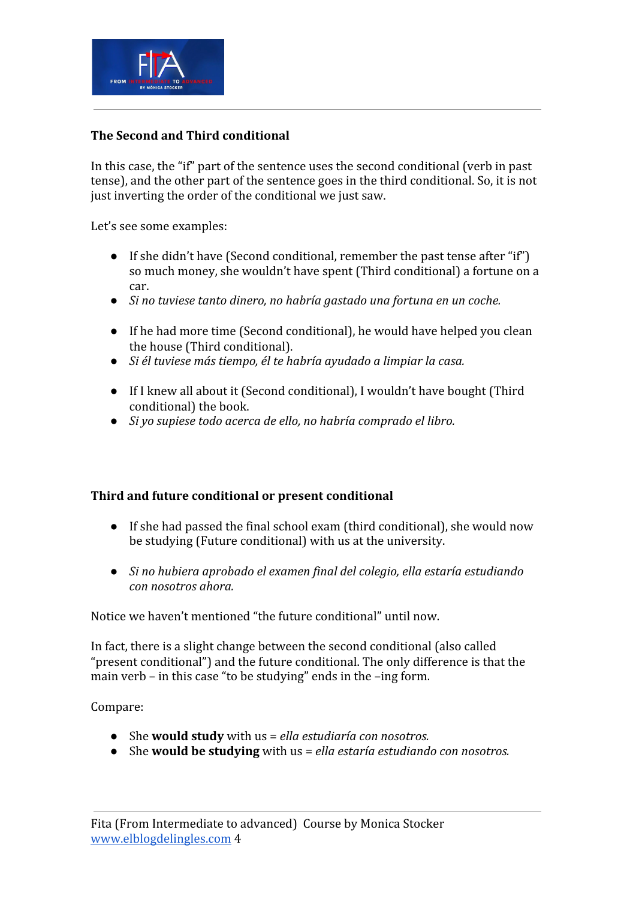**The Second and Third conditional**

In this case, the "if" part of the sentence uses the second conditional (verb in past tense), and the other part of the sentence goes in the third conditional. So, it is not just inverting the order of the conditional we just saw.

Let's see some examples:

- If she didn't have (Second conditional, remember the past tense after "if") so much money, she wouldn't have spent (Third conditional) a fortune on a car.
- *Si no tuviese tanto dinero, no habría gastado una fortuna en un coche.*

- If he had more time (Second conditional), he would have helped you clean the house (Third conditional).
- *Si él tuviese más tiempo, él te habría ayudado a limpiar la casa.*

- If I knew all about it (Second conditional), I wouldn't have bought (Third conditional) the book.
- *Si yo supiese todo acerca de ello, no habría comprado el libro.*

**Third and future conditional or present conditional**

- If she had passed the final school exam (third conditional), she would now be studying (Future conditional) with us at the university.

- *Si no hubiera aprobado el examen final del colegio, ella estaría estudiando con nosotros ahora.*

Notice we haven't mentioned "the future conditional" until now.

In fact, there is a slight change between the second conditional (also called "present conditional") and the future conditional. The only difference is that the main verb – in this case "to be studying" ends in the –ing form.

Compare:

- She **would study** with us = *ella estudiaría con nosotros.*
- She **would be studying** with us = *ella estaría estudiando con nosotros.*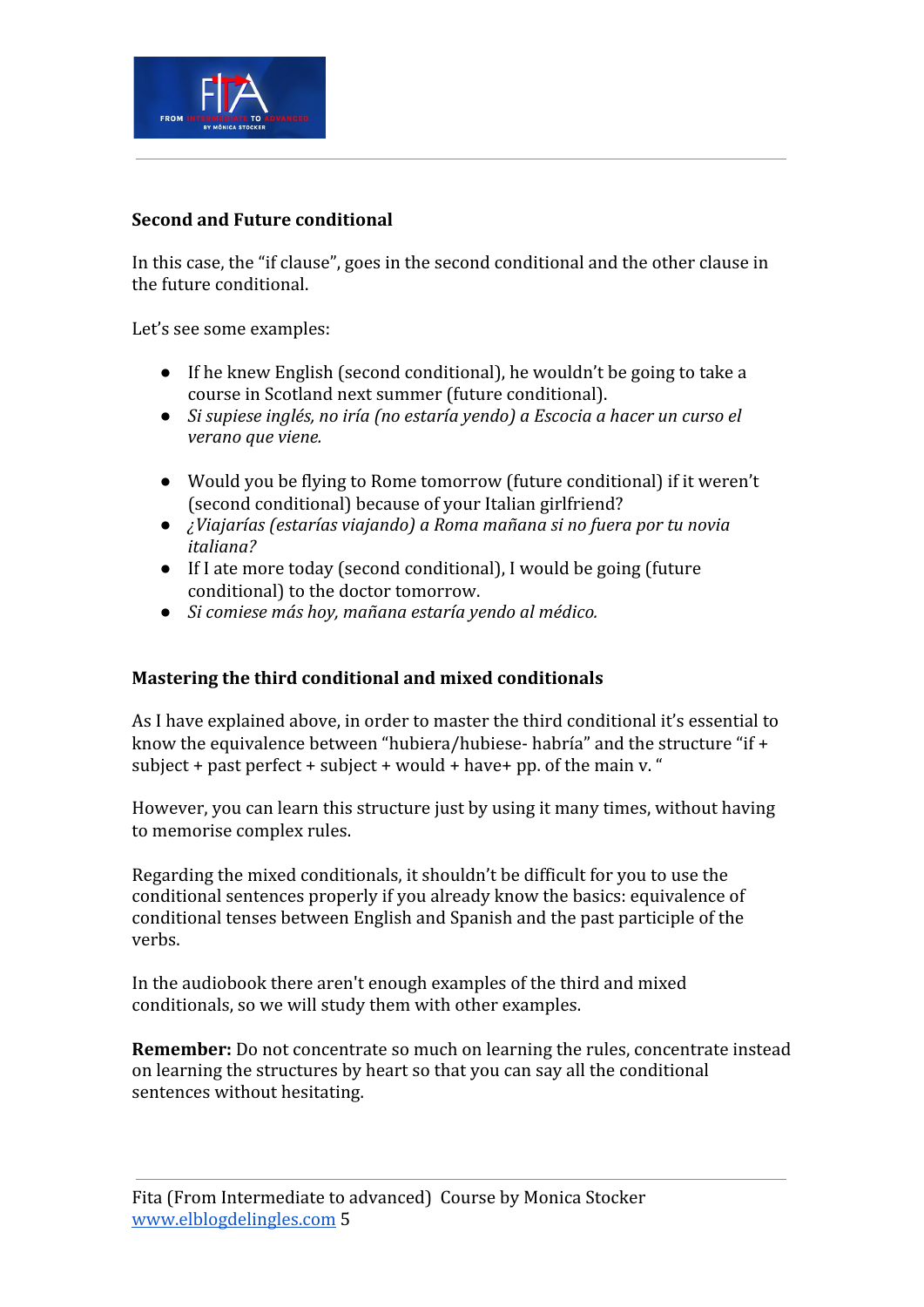**Second and Future conditional**

In this case, the "if clause", goes in the second conditional and the other clause in the future conditional.

Let's see some examples:

- If he knew English (second conditional), he wouldn't be going to take a course in Scotland next summer (future conditional).
- *Si supiese inglés, no iría (no estaría yendo) a Escocia a hacer un curso el verano que viene.*

- Would you be flying to Rome tomorrow (future conditional) if it weren't (second conditional) because of your Italian girlfriend?
- *¿Viajarías (estarías viajando) a Roma mañana si no fuera por tu novia italiana?*
- If I ate more today (second conditional), I would be going (future conditional) to the doctor tomorrow.
- *Si comiese más hoy, mañana estaría yendo al médico.*

**Mastering the third conditional and mixed conditionals**

As I have explained above, in order to master the third conditional it's essential to know the equivalence between "hubiera/hubiese- habría" and the structure "if + subject + past perfect + subject + would + have+ pp. of the main v. "

However, you can learn this structure just by using it many times, without having to memorise complex rules.

Regarding the mixed conditionals, it shouldn't be difficult for you to use the conditional sentences properly if you already know the basics: equivalence of conditional tenses between English and Spanish and the past participle of the verbs.

In the audiobook there aren't enough examples of the third and mixed conditionals, so we will study them with other examples.

**Remember:** Do not concentrate so much on learning the rules, concentrate instead on learning the structures by heart so that you can say all the conditional sentences without hesitating.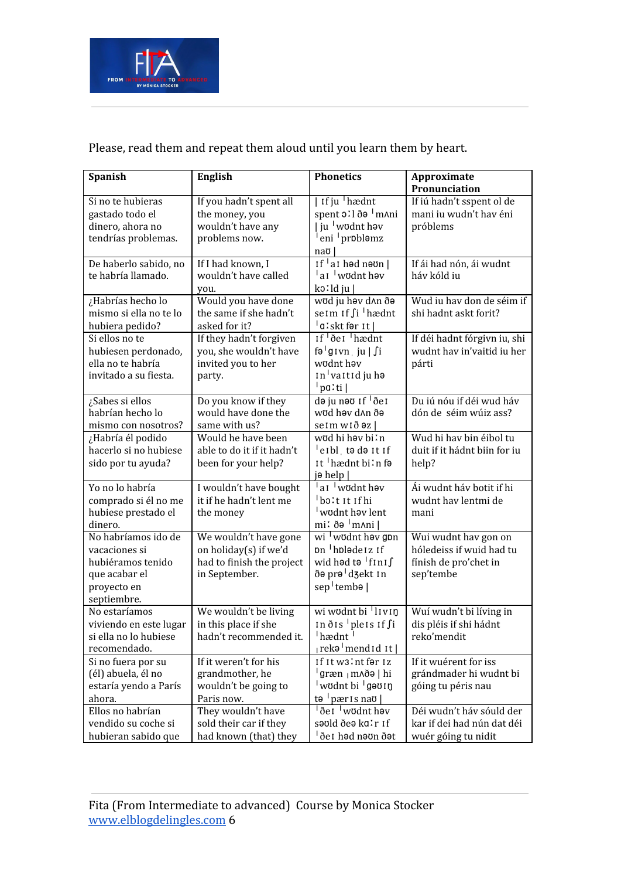Please, read them and repeat them aloud until you learn them by heart.

| Spanish | English | Phonetics | Approximate Pronunciation |
|---|---|---|---|
| Si no te hubieras gastado todo el dinero, ahora no tendrías problemas. | If you hadn't spent all the money, you wouldn't have any problems now. | \| ɪf ju ˈhædnt spent ɔːl ðə ˈmʌni \| ju ˈwʊdnt həv ˈeni ˈprɒbləmz naʊ \| | If iú hadn't sspent ol de mani iu wudn't hav éni próblems |
| De haberlo sabido, no te habría llamado. | If I had known, I wouldn't have called you. | ɪf ˈaɪ həd nəʊn \| ˈaɪ ˈwʊdnt həv kɔːld ju \| | If ái had nón, ái wudnt háv kóld iu |
| ¿Habrías hecho lo mismo si ella no te lo hubiera pedido? | Would you have done the same if she hadn't asked for it? | wʊd ju həv dʌn ðə seɪm ɪf ʃi ˈhædnt ˈɑːskt fər ɪt \| | Wud iu hav don de séim if shi hadnt askt forit? |
| Si ellos no te hubiesen perdonado, ella no te habría invitado a su fiesta. | If they hadn't forgiven you, she wouldn't have invited you to her party. | ɪf ˈðeɪ ˈhædnt fəˈɡɪvn ˌ ju \| ʃi wʊdnt həv ɪnˈvaɪtɪd ju hə ˈpɑːti \| | If déi hadnt fórgivn iu, shi wudnt hav in'vaitid iu her párti |
| ¿Sabes si ellos habrían hecho lo mismo con nosotros? | Do you know if they would have done the same with us? | də ju nəʊ ɪf ˈðeɪ wʊd həv dʌn ðə seɪm wɪð əz \| | Du iú nóu if déi wud háv dón de séim wúiz ass? |
| ¿Habría él podido hacerlo si no hubiese sido por tu ayuda? | Would he have been able to do it if it hadn't been for your help? | wʊd hi həv biːn ˈeɪbl ˌ tə də ɪt ɪf ɪt ˈhædnt biːn fə jə help \| | Wud hi hav bin éibol tu duit if it hádnt biin for iu help? |
| Yo no lo habría comprado si él no me hubiese prestado el dinero. | I wouldn't have bought it if he hadn't lent me the money | ˈaɪ ˈwʊdnt həv ˈbɔːt ɪt ɪf hi ˈwʊdnt həv lent miː ðə ˈmʌni \| | Ái wudnt háv botit if hi wudnt hav lentmi de mani |
| No habríamos ido de vacaciones si hubiéramos tenido que acabar el proyecto en septiembre. | We wouldn't have gone on holiday(s) if we'd had to finish the project in September. | wi ˈwʊdnt həv ɡɒn ɒn ˈhɒlədeɪz ɪf wid həd tə ˈfɪnɪʃ ðə prəˈdʒekt ɪn sepˈtembə \| | Wui wudnt hav gon on hóledeiss if wuid had tu fínish de pro'chet in sep'tembe |
| No estaríamos viviendo en este lugar si ella no lo hubiese recomendado. | We wouldn't be living in this place if she hadn't recommended it. | wi wʊdnt bi ˈlɪvɪŋ ɪn ðɪs ˈpleɪs ɪf ʃi ˈhædnt ˈ ˌrekəˈmendɪd ɪt \| | Wuí wudn't bi líving in dis pléis if shi hádnt reko'mendit |
| Si no fuera por su (él) abuela, él no estaría yendo a París ahora. | If it weren't for his grandmother, he wouldn't be going to Paris now. | ɪf ɪt wɜːnt fər ɪz ˈɡræn ˌmʌðə \| hi ˈwʊdnt bi ˈɡəʊɪŋ tə ˈpærɪs naʊ \| | If it wuérent for iss grándmader hi wudnt bi góing tu péris nau |
| Ellos no habrían vendido su coche si hubieran sabido que | They wouldn't have sold their car if they had known (that) they | ˈðeɪ ˈwʊdnt həv səʊld ðeə kɑːr ɪf ˈðeɪ həd nəʊn ðət | Déi wudn't háv sóuld der kar if dei had nún dat déi wuér góing tu nidit |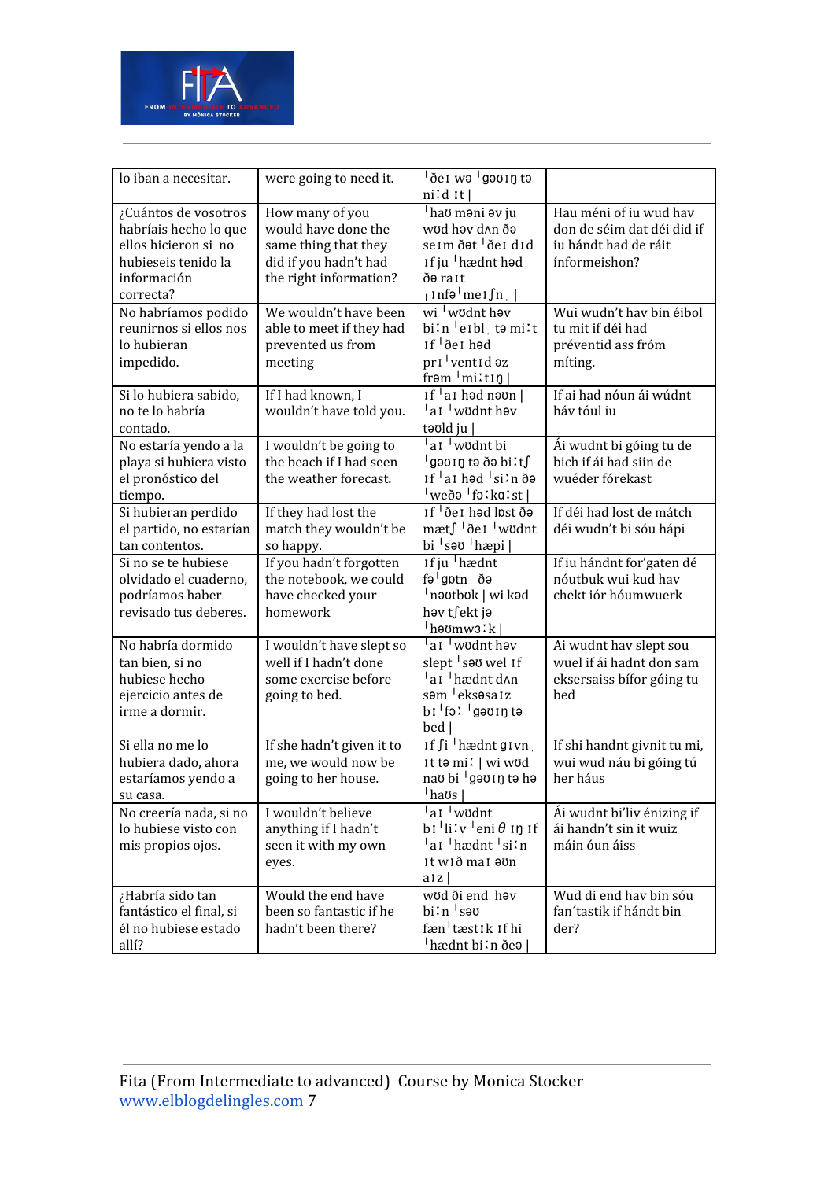| | | | |
|---|---|---|---|
| lo iban a necesitar. | were going to need it. | ˈðeɪ wə ˈɡəʊɪŋ tə niːd ɪt \| | |
| ¿Cuántos de vosotros habríais hecho lo que ellos hicieron si no hubieseis tenido la información correcta? | How many of you would have done the same thing that they did if you hadn't had the right information? | ˈhaʊ məni əv ju wʊd həv dʌn ðə seɪm ðət ˈðeɪ dɪd ɪf ju ˈhædnt həd ðə raɪt ˌɪnfəˈmeɪʃn̩ \| | Hau méni of iu wud hav don de séim dat déi did if iu hándt had de ráit ínformeishon? |
| No habríamos podido reunirnos si ellos nos lo hubieran impedido. | We wouldn't have been able to meet if they had prevented us from meeting | wi ˈwʊdnt həv biːn ˈeɪbl̩ tə miːt ɪf ˈðeɪ həd prɪˈventɪd əz frəm ˈmiːtɪŋ \| | Wui wudn't hav bin éibol tu mit if déi had préventid ass fróm míting. |
| Si lo hubiera sabido, no te lo habría contado. | If I had known, I wouldn't have told you. | ɪf ˈaɪ həd nəʊn \| ˈaɪ ˈwʊdnt həv təʊld ju \| | If ai had nóun ái wúdnt háv tóul iu |
| No estaría yendo a la playa si hubiera visto el pronóstico del tiempo. | I wouldn't be going to the beach if I had seen the weather forecast. | ˈaɪ ˈwʊdnt bi ˈɡəʊɪŋ tə ðə biːtʃ ɪf ˈaɪ həd ˈsiːn ðə ˈweðə ˈfɔːkɑːst \| | Ái wudnt bi góing tu de bich if ái had siin de wuéder fórekast |
| Si hubieran perdido el partido, no estarían tan contentos. | If they had lost the match they wouldn't be so happy. | ɪf ˈðeɪ həd lɒst ðə mætʃ ˈðeɪ ˈwʊdnt bi ˈsəʊ ˈhæpi \| | If déi had lost de mátch déi wudn't bi sóu hápi |
| Si no se te hubiese olvidado el cuaderno, podríamos haber revisado tus deberes. | If you hadn't forgotten the notebook, we could have checked your homework | ɪf ju ˈhædnt fəˈɡɒtn̩ ðə ˈnəʊtbʊk \| wi kəd həv tʃekt jə ˈhəʊmwɜːk \| | If iu hándnt for'gaten dé nóutbuk wui kud hav chekt iór hóumwuerk |
| No habría dormido tan bien, si no hubiese hecho ejercicio antes de irme a dormir. | I wouldn't have slept so well if I hadn't done some exercise before going to bed. | ˈaɪ ˈwʊdnt həv slept ˈsəʊ wel ɪf ˈaɪ ˈhædnt dʌn səm ˈeksəsaɪz bɪˈfɔː ˈɡəʊɪŋ tə bed \| | Ai wudnt hav slept sou wuel if ái hadnt don sam eksersaiss bífor góing tu bed |
| Si ella no me lo hubiera dado, ahora estaríamos yendo a su casa. | If she hadn't given it to me, we would now be going to her house. | ɪf ʃi ˈhædnt ɡɪvn̩ ɪt tə miː \| wi wʊd naʊ bi ˈɡəʊɪŋ tə hə ˈhaʊs \| | If shi handnt givnit tu mi, wui wud náu bi góing tú her háus |
| No creería nada, si no lo hubiese visto con mis propios ojos. | I wouldn't believe anything if I hadn't seen it with my own eyes. | ˈaɪ ˈwʊdnt bɪˈliːv ˈeni θ ɪŋ ɪf ˈaɪ ˈhædnt ˈsiːn ɪt wɪð maɪ əʊn aɪz \| | Ái wudnt bi'liv énizing if ái handn't sin it wuiz máin óun áiss |
| ¿Habría sido tan fantástico el final, si él no hubiese estado allí? | Would the end have been so fantastic if he hadn't been there? | wʊd ði end həv biːn ˈsəʊ fænˈtæstɪk ɪf hi ˈhædnt biːn ðeə \| | Wud di end hav bin sóu fan´tastik if hándt bin der? |

Fita (From Intermediate to advanced) Course by Monica Stocker
www.elblogdelingles.com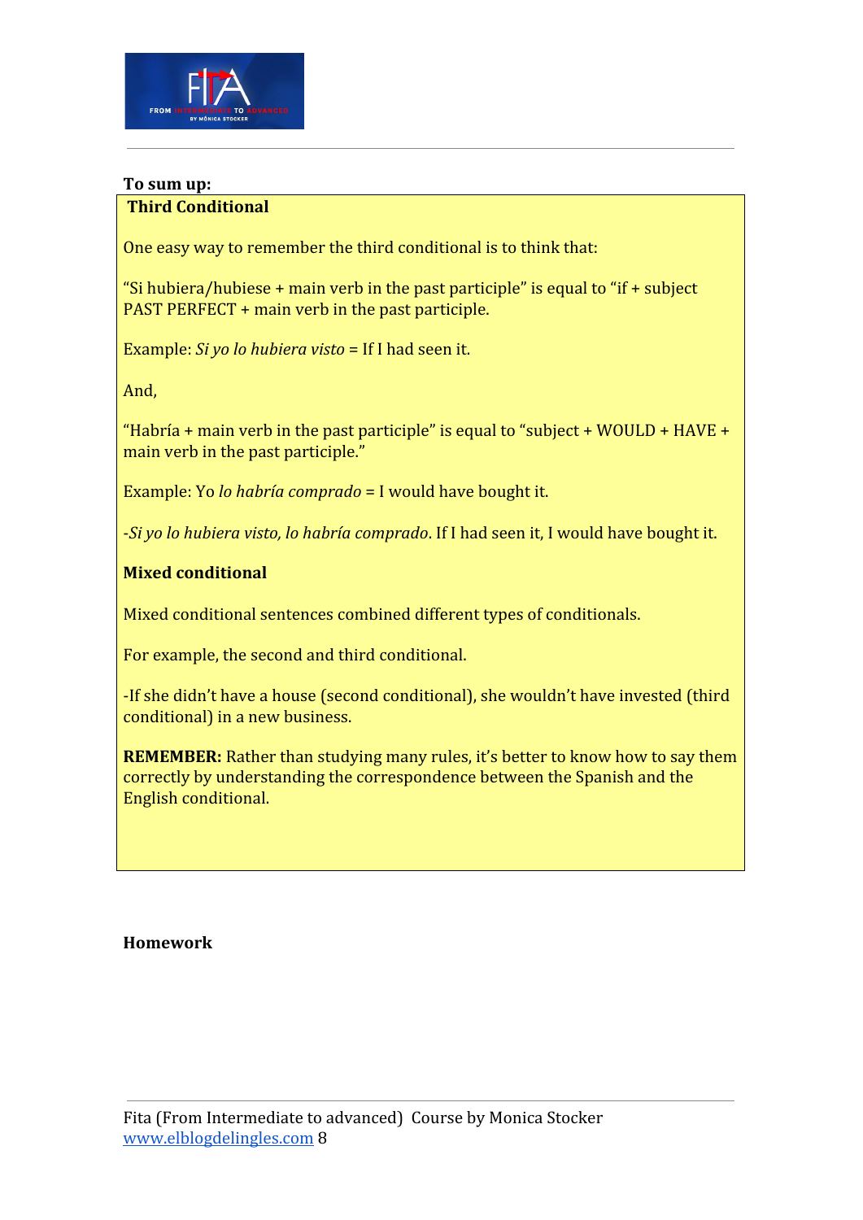**To sum up:**

**Third Conditional**

One easy way to remember the third conditional is to think that:

"Si hubiera/hubiese + main verb in the past participle" is equal to "if + subject PAST PERFECT + main verb in the past participle.

Example: *Si yo lo hubiera visto* = If I had seen it.

And,

"Habría + main verb in the past participle" is equal to "subject + WOULD + HAVE + main verb in the past participle."

Example: Yo *lo habría comprado* = I would have bought it.

-*Si yo lo hubiera visto, lo habría comprado*. If I had seen it, I would have bought it.

**Mixed conditional**

Mixed conditional sentences combined different types of conditionals.

For example, the second and third conditional.

-If she didn't have a house (second conditional), she wouldn't have invested (third conditional) in a new business.

**REMEMBER:** Rather than studying many rules, it's better to know how to say them correctly by understanding the correspondence between the Spanish and the English conditional.

**Homework**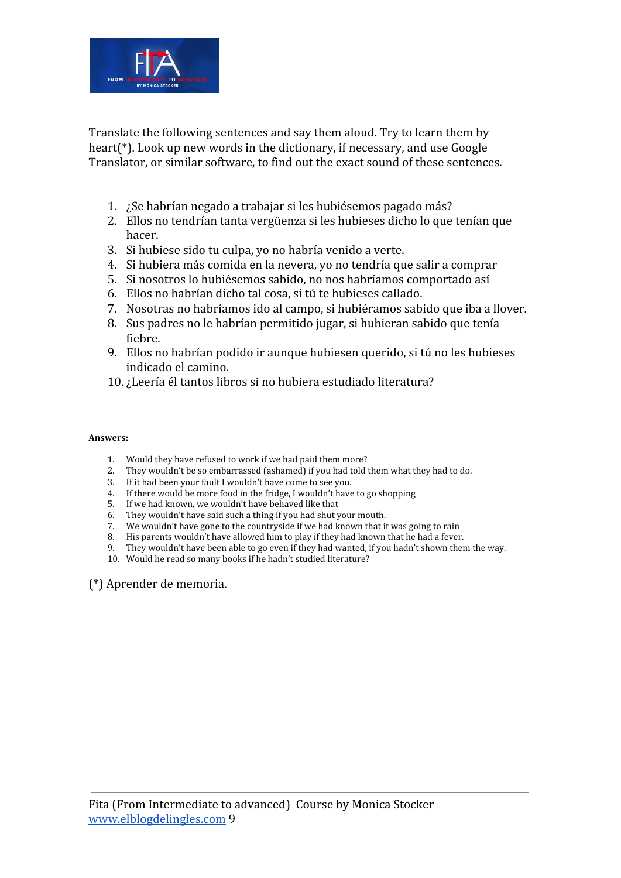Translate the following sentences and say them aloud. Try to learn them by heart(*). Look up new words in the dictionary, if necessary, and use Google Translator, or similar software, to find out the exact sound of these sentences.

1. ¿Se habrían negado a trabajar si les hubiésemos pagado más?
2. Ellos no tendrían tanta vergüenza si les hubieses dicho lo que tenían que hacer.
3. Si hubiese sido tu culpa, yo no habría venido a verte.
4. Si hubiera más comida en la nevera, yo no tendría que salir a comprar
5. Si nosotros lo hubiésemos sabido, no nos habríamos comportado así
6. Ellos no habrían dicho tal cosa, si tú te hubieses callado.
7. Nosotras no habríamos ido al campo, si hubiéramos sabido que iba a llover.
8. Sus padres no le habrían permitido jugar, si hubieran sabido que tenía fiebre.
9. Ellos no habrían podido ir aunque hubiesen querido, si tú no les hubieses indicado el camino.
10. ¿Leería él tantos libros si no hubiera estudiado literatura?

**Answers:**

1. Would they have refused to work if we had paid them more?
2. They wouldn't be so embarrassed (ashamed) if you had told them what they had to do.
3. If it had been your fault I wouldn't have come to see you.
4. If there would be more food in the fridge, I wouldn't have to go shopping
5. If we had known, we wouldn't have behaved like that
6. They wouldn't have said such a thing if you had shut your mouth.
7. We wouldn't have gone to the countryside if we had known that it was going to rain
8. His parents wouldn't have allowed him to play if they had known that he had a fever.
9. They wouldn't have been able to go even if they had wanted, if you hadn't shown them the way.
10. Would he read so many books if he hadn't studied literature?

(*) Aprender de memoria.